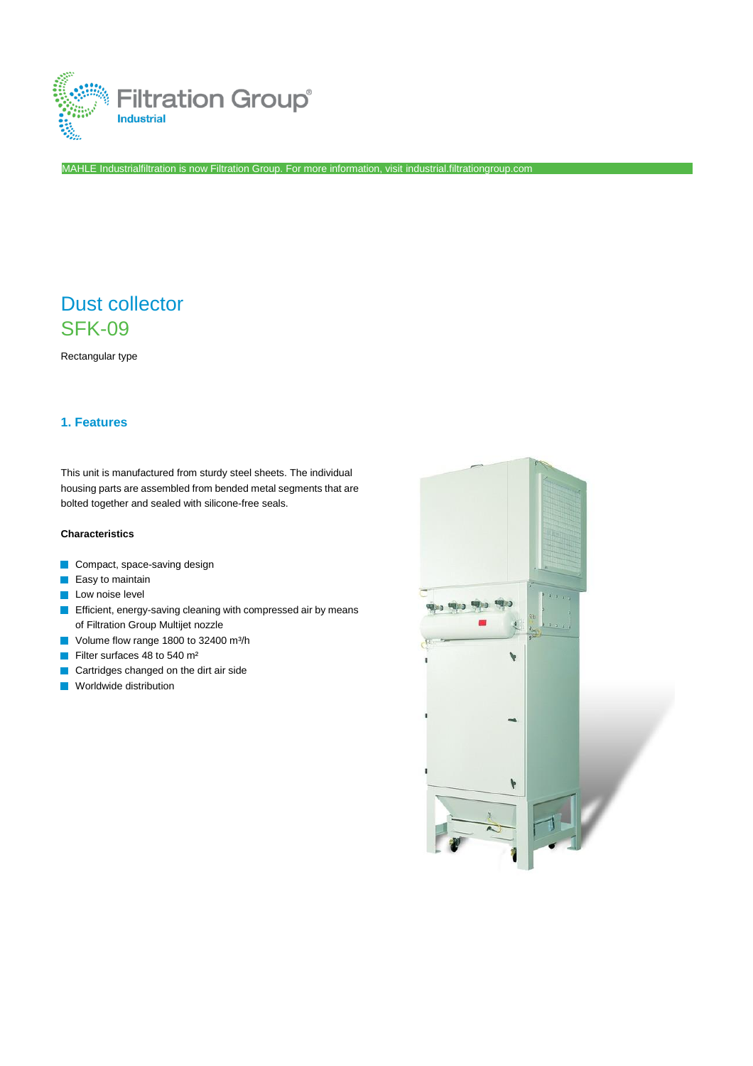Filtration Group® Industrial

MAHLE Industrialfiltration is now Filtration Group. For more information, visit industrial.filtrationgroup.com

# Dust collector SFK-09

Rectangular type

## 1. Features

This unit is manufactured from sturdy steel sheets. The individual housing parts are assembled from bended metal segments that are bolted together and sealed with silicone-free seals.

**Characteristics**

- Compact, space-saving design
- Easy to maintain
- Low noise level
- Efficient, energy-saving cleaning with compressed air by means of Filtration Group Multijet nozzle
- Volume flow range 1800 to 32400 m³/h
- Filter surfaces 48 to 540 m²
- Cartridges changed on the dirt air side
- Worldwide distribution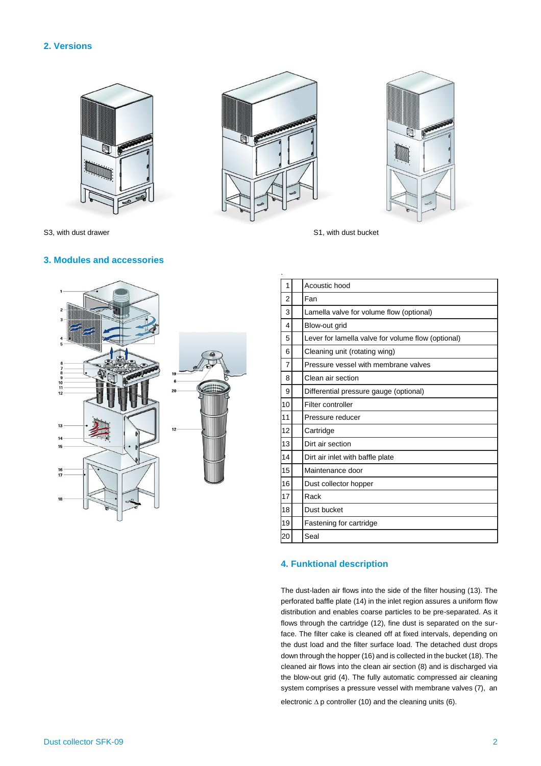## 2. Versions

S3, with dust drawer

S1, with dust bucket

## 3. Modules and accessories

| | | |
|---|---|---|
| 1 | | Acoustic hood |
| 2 | | Fan |
| 3 | | Lamella valve for volume flow (optional) |
| 4 | | Blow-out grid |
| 5 | | Lever for lamella valve for volume flow (optional) |
| 6 | | Cleaning unit (rotating wing) |
| 7 | | Pressure vessel with membrane valves |
| 8 | | Clean air section |
| 9 | | Differential pressure gauge (optional) |
| 10 | | Filter controller |
| 11 | | Pressure reducer |
| 12 | | Cartridge |
| 13 | | Dirt air section |
| 14 | | Dirt air inlet with baffle plate |
| 15 | | Maintenance door |
| 16 | | Dust collector hopper |
| 17 | | Rack |
| 18 | | Dust bucket |
| 19 | | Fastening for cartridge |
| 20 | | Seal |

## 4. Funktional description

The dust-laden air flows into the side of the filter housing (13). The perforated baffle plate (14) in the inlet region assures a uniform flow distribution and enables coarse particles to be pre-separated. As it flows through the cartridge (12), fine dust is separated on the surface. The filter cake is cleaned off at fixed intervals, depending on the dust load and the filter surface load. The detached dust drops down through the hopper (16) and is collected in the bucket (18). The cleaned air flows into the clean air section (8) and is discharged via the blow-out grid (4). The fully automatic compressed air cleaning system comprises a pressure vessel with membrane valves (7), an electronic $\Delta$ p controller (10) and the cleaning units (6).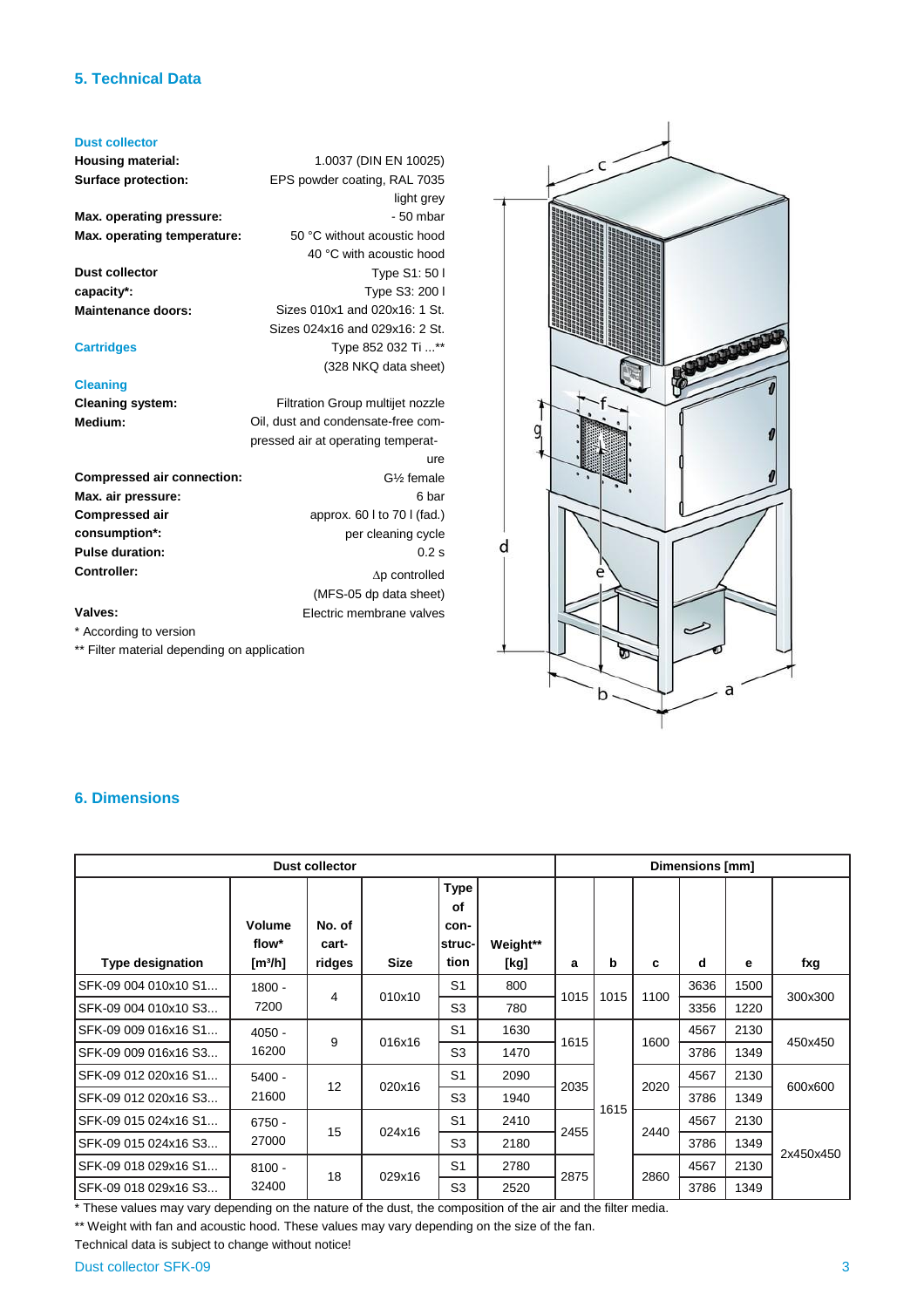## 5. Technical Data

### Dust collector

| | |
|---|---|
| **Housing material:** | 1.0037 (DIN EN 10025) |
| **Surface protection:** | EPS powder coating, RAL 7035 light grey |
| **Max. operating pressure:** | - 50 mbar |
| **Max. operating temperature:** | 50 °C without acoustic hood<br>40 °C with acoustic hood |
| **Dust collector capacity*:** | Type S1: 50 l<br>Type S3: 200 l |
| **Maintenance doors:** | Sizes 010x1 and 020x16: 1 St.<br>Sizes 024x16 and 029x16: 2 St. |

### Cartridges

Type 852 032 Ti ...** (328 NKQ data sheet)

### Cleaning

| | |
|---|---|
| **Cleaning system:** | Filtration Group multijet nozzle |
| **Medium:** | Oil, dust and condensate-free compressed air at operating temperature |
| **Compressed air connection:** | G½ female |
| **Max. air pressure:** | 6 bar |
| **Compressed air consumption*:** | approx. 60 l to 70 l (fad.) per cleaning cycle |
| **Pulse duration:** | 0.2 s |
| **Controller:** | Δp controlled (MFS-05 dp data sheet) |
| **Valves:** | Electric membrane valves |

\* According to version

** Filter material depending on application

## 6. Dimensions

| Dust collector | | | | | | Dimensions [mm] | | | | | |
|---|---|---|---|---|---|---|---|---|---|---|---|
| Type designation | Volume flow* [m³/h] | No. of cartridges | Size | Type of construction | Weight** [kg] | a | b | c | d | e | fxg |
| SFK-09 004 010x10 S1... | 1800 - 7200 | 4 | 010x10 | S1 | 800 | 1015 | 1015 | 1100 | 3636 | 1500 | 300x300 |
| SFK-09 004 010x10 S3... | | | | S3 | 780 | | | | 3356 | 1220 | |
| SFK-09 009 016x16 S1... | 4050 - 16200 | 9 | 016x16 | S1 | 1630 | 1615 | 1615 | 1600 | 4567 | 2130 | 450x450 |
| SFK-09 009 016x16 S3... | | | | S3 | 1470 | | | | 3786 | 1349 | |
| SFK-09 012 020x16 S1... | 5400 - 21600 | 12 | 020x16 | S1 | 2090 | 2035 | | 2020 | 4567 | 2130 | 600x600 |
| SFK-09 012 020x16 S3... | | | | S3 | 1940 | | | | 3786 | 1349 | |
| SFK-09 015 024x16 S1... | 6750 - 27000 | 15 | 024x16 | S1 | 2410 | 2455 | | 2440 | 4567 | 2130 | 2x450x450 |
| SFK-09 015 024x16 S3... | | | | S3 | 2180 | | | | 3786 | 1349 | |
| SFK-09 018 029x16 S1... | 8100 - 32400 | 18 | 029x16 | S1 | 2780 | 2875 | | 2860 | 4567 | 2130 | |
| SFK-09 018 029x16 S3... | | | | S3 | 2520 | | | | 3786 | 1349 | |

\* These values may vary depending on the nature of the dust, the composition of the air and the filter media.

** Weight with fan and acoustic hood. These values may vary depending on the size of the fan.

Technical data is subject to change without notice!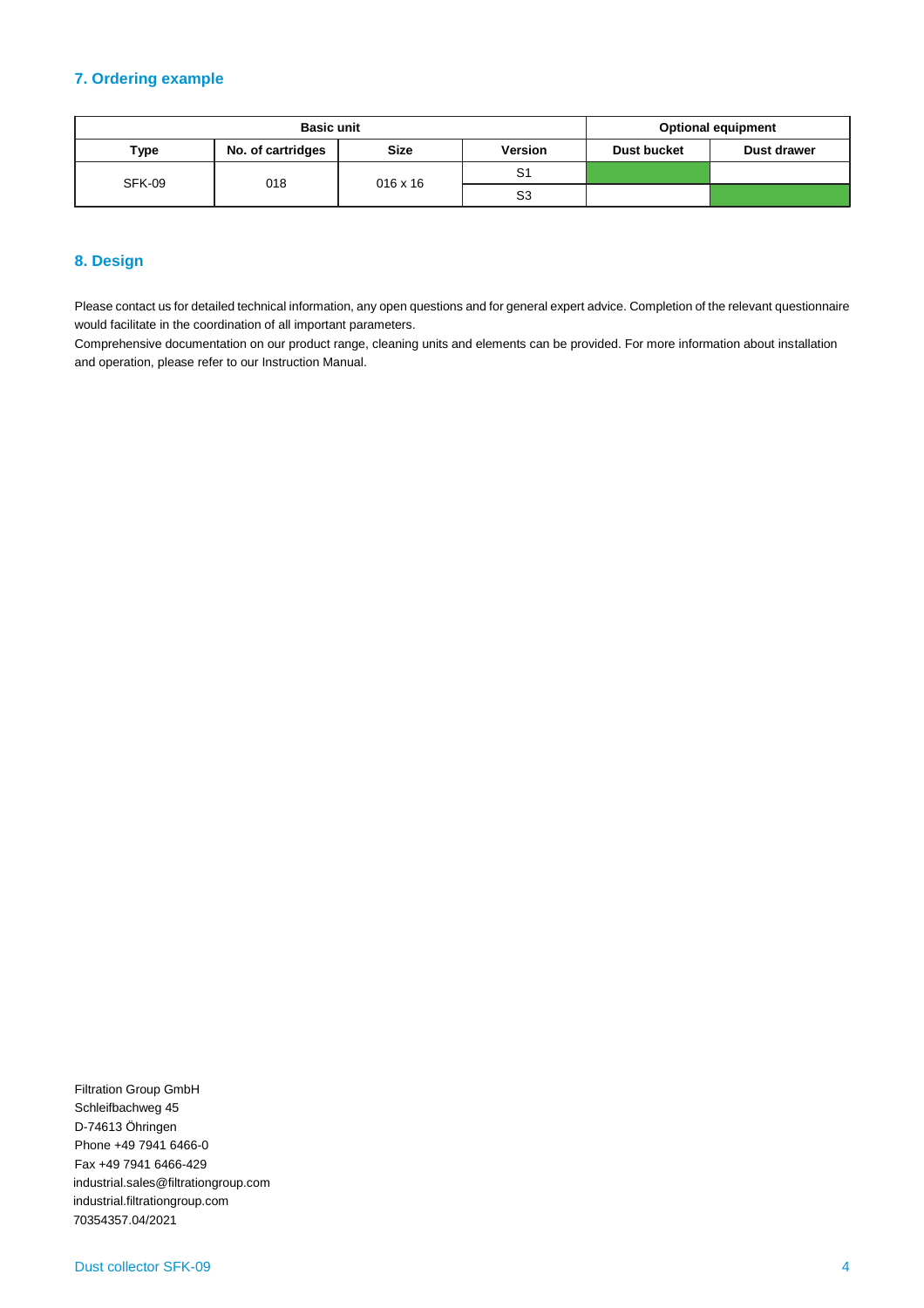## 7. Ordering example

| Basic unit | | | | Optional equipment | |
|---|---|---|---|---|---|
| Type | No. of cartridges | Size | Version | Dust bucket | Dust drawer |
| SFK-09 | 018 | 016 x 16 | S1 | | |
| | | | S3 | | |

## 8. Design

Please contact us for detailed technical information, any open questions and for general expert advice. Completion of the relevant questionnaire would facilitate in the coordination of all important parameters.
Comprehensive documentation on our product range, cleaning units and elements can be provided. For more information about installation and operation, please refer to our Instruction Manual.

Filtration Group GmbH
Schleifbachweg 45
D-74613 Öhringen
Phone +49 7941 6466-0
Fax +49 7941 6466-429
industrial.sales@filtrationgroup.com
industrial.filtrationgroup.com
70354357.04/2021